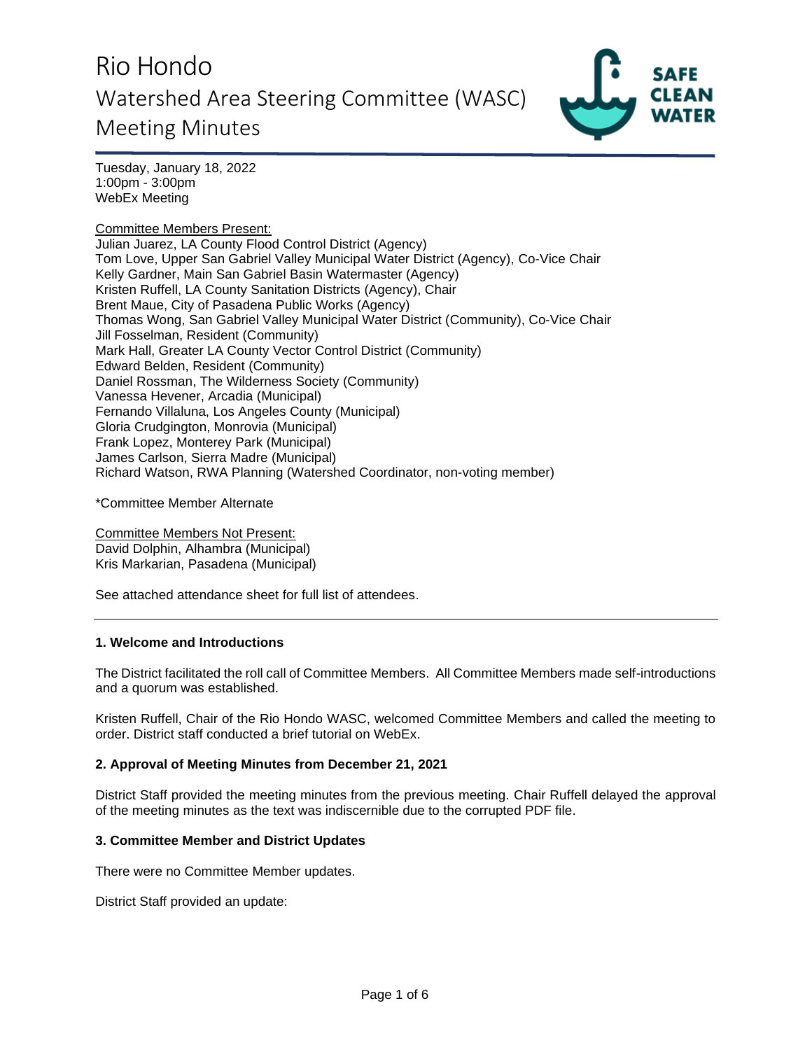# Rio Hondo
## Watershed Area Steering Committee (WASC)
## Meeting Minutes

Tuesday, January 18, 2022
1:00pm - 3:00pm
WebEx Meeting

Committee Members Present:
Julian Juarez, LA County Flood Control District (Agency)
Tom Love, Upper San Gabriel Valley Municipal Water District (Agency), Co-Vice Chair
Kelly Gardner, Main San Gabriel Basin Watermaster (Agency)
Kristen Ruffell, LA County Sanitation Districts (Agency), Chair
Brent Maue, City of Pasadena Public Works (Agency)
Thomas Wong, San Gabriel Valley Municipal Water District (Community), Co-Vice Chair
Jill Fosselman, Resident (Community)
Mark Hall, Greater LA County Vector Control District (Community)
Edward Belden, Resident (Community)
Daniel Rossman, The Wilderness Society (Community)
Vanessa Hevener, Arcadia (Municipal)
Fernando Villaluna, Los Angeles County (Municipal)
Gloria Crudgington, Monrovia (Municipal)
Frank Lopez, Monterey Park (Municipal)
James Carlson, Sierra Madre (Municipal)
Richard Watson, RWA Planning (Watershed Coordinator, non-voting member)

*Committee Member Alternate

Committee Members Not Present:
David Dolphin, Alhambra (Municipal)
Kris Markarian, Pasadena (Municipal)

See attached attendance sheet for full list of attendees.

---

**1. Welcome and Introductions**

The District facilitated the roll call of Committee Members. All Committee Members made self-introductions and a quorum was established.

Kristen Ruffell, Chair of the Rio Hondo WASC, welcomed Committee Members and called the meeting to order. District staff conducted a brief tutorial on WebEx.

**2. Approval of Meeting Minutes from December 21, 2021**

District Staff provided the meeting minutes from the previous meeting. Chair Ruffell delayed the approval of the meeting minutes as the text was indiscernible due to the corrupted PDF file.

**3. Committee Member and District Updates**

There were no Committee Member updates.

District Staff provided an update: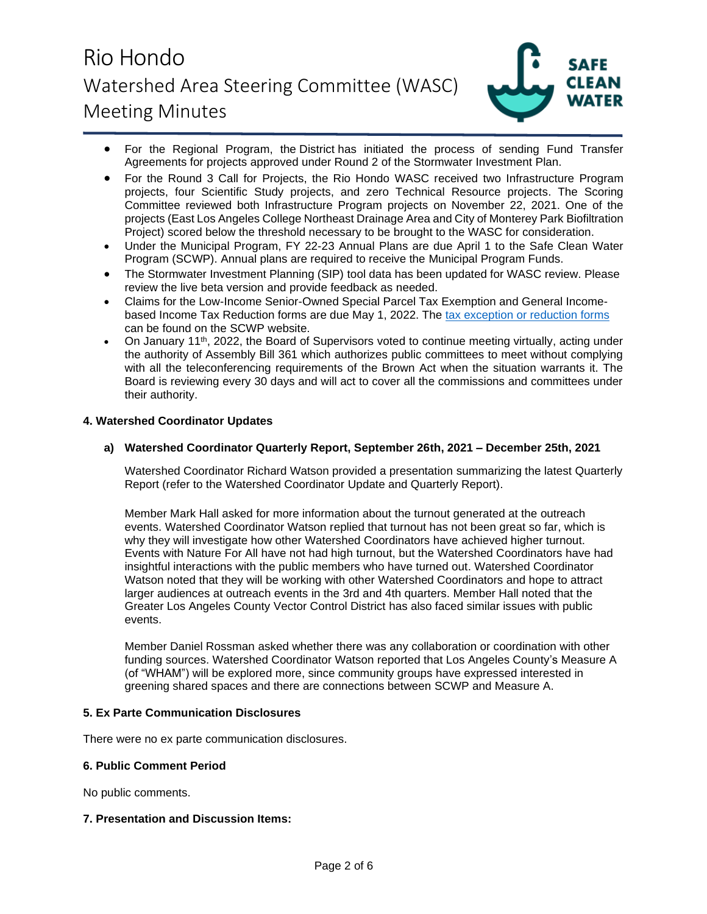- For the Regional Program, the District has initiated the process of sending Fund Transfer Agreements for projects approved under Round 2 of the Stormwater Investment Plan.
- For the Round 3 Call for Projects, the Rio Hondo WASC received two Infrastructure Program projects, four Scientific Study projects, and zero Technical Resource projects. The Scoring Committee reviewed both Infrastructure Program projects on November 22, 2021. One of the projects (East Los Angeles College Northeast Drainage Area and City of Monterey Park Biofiltration Project) scored below the threshold necessary to be brought to the WASC for consideration.
- Under the Municipal Program, FY 22-23 Annual Plans are due April 1 to the Safe Clean Water Program (SCWP). Annual plans are required to receive the Municipal Program Funds.
- The Stormwater Investment Planning (SIP) tool data has been updated for WASC review. Please review the live beta version and provide feedback as needed.
- Claims for the Low-Income Senior-Owned Special Parcel Tax Exemption and General Income-based Income Tax Reduction forms are due May 1, 2022. The tax exception or reduction forms can be found on the SCWP website.
- On January 11th, 2022, the Board of Supervisors voted to continue meeting virtually, acting under the authority of Assembly Bill 361 which authorizes public committees to meet without complying with all the teleconferencing requirements of the Brown Act when the situation warrants it. The Board is reviewing every 30 days and will act to cover all the commissions and committees under their authority.

**4. Watershed Coordinator Updates**

**a) Watershed Coordinator Quarterly Report, September 26th, 2021 – December 25th, 2021**

Watershed Coordinator Richard Watson provided a presentation summarizing the latest Quarterly Report (refer to the Watershed Coordinator Update and Quarterly Report).

Member Mark Hall asked for more information about the turnout generated at the outreach events. Watershed Coordinator Watson replied that turnout has not been great so far, which is why they will investigate how other Watershed Coordinators have achieved higher turnout. Events with Nature For All have not had high turnout, but the Watershed Coordinators have had insightful interactions with the public members who have turned out. Watershed Coordinator Watson noted that they will be working with other Watershed Coordinators and hope to attract larger audiences at outreach events in the 3rd and 4th quarters. Member Hall noted that the Greater Los Angeles County Vector Control District has also faced similar issues with public events.

Member Daniel Rossman asked whether there was any collaboration or coordination with other funding sources. Watershed Coordinator Watson reported that Los Angeles County's Measure A (of "WHAM") will be explored more, since community groups have expressed interested in greening shared spaces and there are connections between SCWP and Measure A.

**5. Ex Parte Communication Disclosures**

There were no ex parte communication disclosures.

**6. Public Comment Period**

No public comments.

**7. Presentation and Discussion Items:**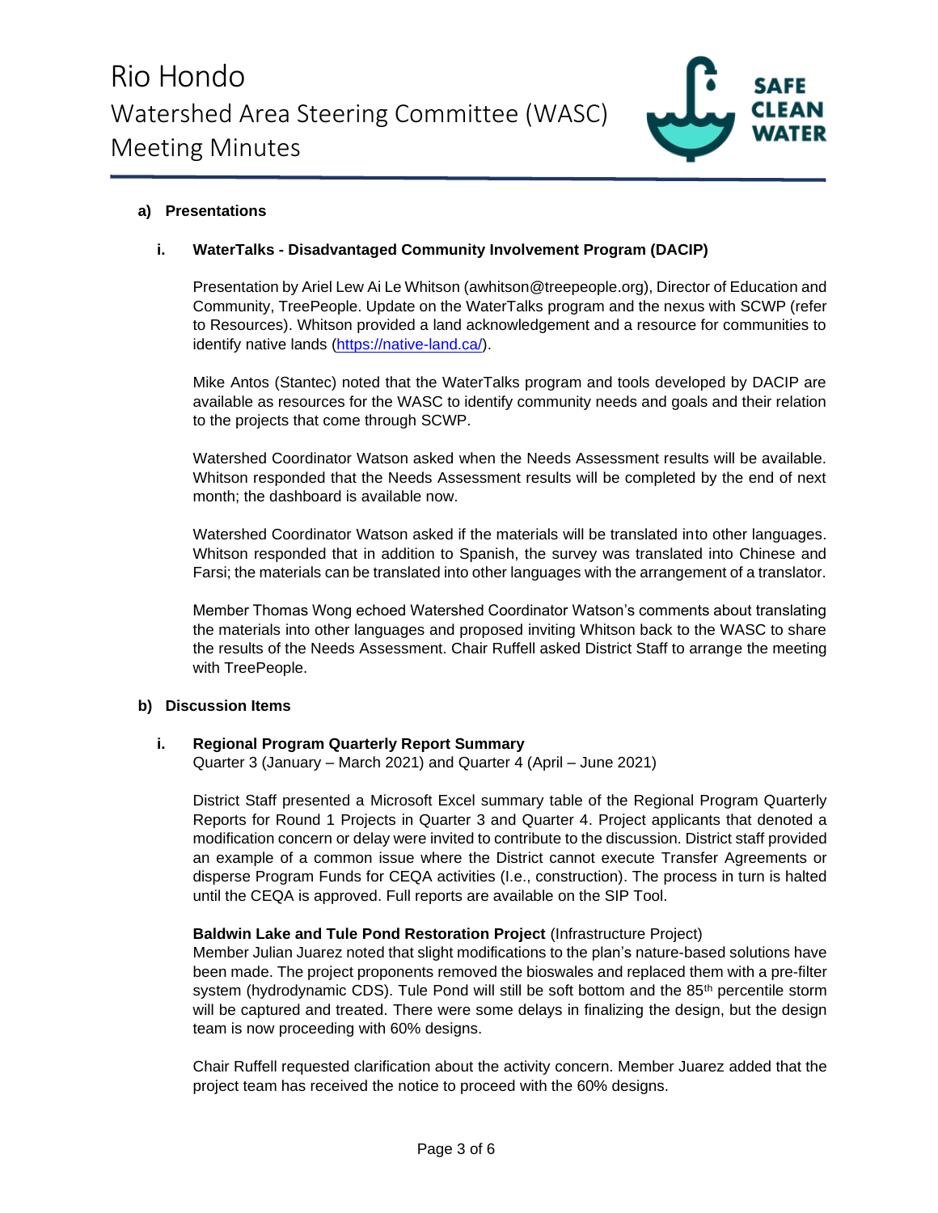### a) Presentations

#### i. WaterTalks - Disadvantaged Community Involvement Program (DACIP)

Presentation by Ariel Lew Ai Le Whitson (awhitson@treepeople.org), Director of Education and Community, TreePeople. Update on the WaterTalks program and the nexus with SCWP (refer to Resources). Whitson provided a land acknowledgement and a resource for communities to identify native lands (https://native-land.ca/).

Mike Antos (Stantec) noted that the WaterTalks program and tools developed by DACIP are available as resources for the WASC to identify community needs and goals and their relation to the projects that come through SCWP.

Watershed Coordinator Watson asked when the Needs Assessment results will be available. Whitson responded that the Needs Assessment results will be completed by the end of next month; the dashboard is available now.

Watershed Coordinator Watson asked if the materials will be translated into other languages. Whitson responded that in addition to Spanish, the survey was translated into Chinese and Farsi; the materials can be translated into other languages with the arrangement of a translator.

Member Thomas Wong echoed Watershed Coordinator Watson's comments about translating the materials into other languages and proposed inviting Whitson back to the WASC to share the results of the Needs Assessment. Chair Ruffell asked District Staff to arrange the meeting with TreePeople.

### b) Discussion Items

#### i. Regional Program Quarterly Report Summary

Quarter 3 (January – March 2021) and Quarter 4 (April – June 2021)

District Staff presented a Microsoft Excel summary table of the Regional Program Quarterly Reports for Round 1 Projects in Quarter 3 and Quarter 4. Project applicants that denoted a modification concern or delay were invited to contribute to the discussion. District staff provided an example of a common issue where the District cannot execute Transfer Agreements or disperse Program Funds for CEQA activities (I.e., construction). The process in turn is halted until the CEQA is approved. Full reports are available on the SIP Tool.

**Baldwin Lake and Tule Pond Restoration Project** (Infrastructure Project)
Member Julian Juarez noted that slight modifications to the plan's nature-based solutions have been made. The project proponents removed the bioswales and replaced them with a pre-filter system (hydrodynamic CDS). Tule Pond will still be soft bottom and the 85$^{th}$ percentile storm will be captured and treated. There were some delays in finalizing the design, but the design team is now proceeding with 60% designs.

Chair Ruffell requested clarification about the activity concern. Member Juarez added that the project team has received the notice to proceed with the 60% designs.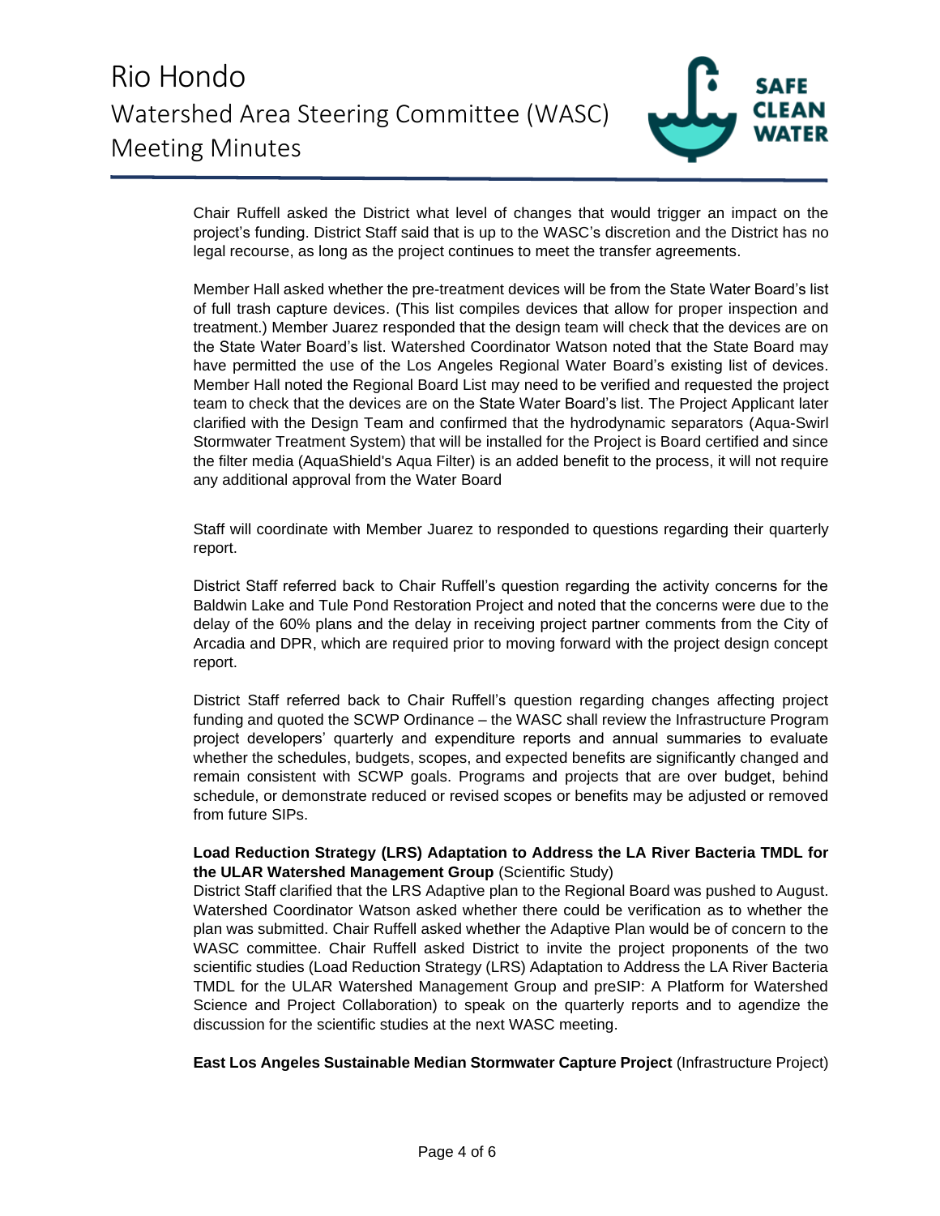Chair Ruffell asked the District what level of changes that would trigger an impact on the project's funding. District Staff said that is up to the WASC's discretion and the District has no legal recourse, as long as the project continues to meet the transfer agreements.

Member Hall asked whether the pre-treatment devices will be from the State Water Board's list of full trash capture devices. (This list compiles devices that allow for proper inspection and treatment.) Member Juarez responded that the design team will check that the devices are on the State Water Board's list. Watershed Coordinator Watson noted that the State Board may have permitted the use of the Los Angeles Regional Water Board's existing list of devices. Member Hall noted the Regional Board List may need to be verified and requested the project team to check that the devices are on the State Water Board's list. The Project Applicant later clarified with the Design Team and confirmed that the hydrodynamic separators (Aqua-Swirl Stormwater Treatment System) that will be installed for the Project is Board certified and since the filter media (AquaShield's Aqua Filter) is an added benefit to the process, it will not require any additional approval from the Water Board

Staff will coordinate with Member Juarez to responded to questions regarding their quarterly report.

District Staff referred back to Chair Ruffell's question regarding the activity concerns for the Baldwin Lake and Tule Pond Restoration Project and noted that the concerns were due to the delay of the 60% plans and the delay in receiving project partner comments from the City of Arcadia and DPR, which are required prior to moving forward with the project design concept report.

District Staff referred back to Chair Ruffell's question regarding changes affecting project funding and quoted the SCWP Ordinance – the WASC shall review the Infrastructure Program project developers' quarterly and expenditure reports and annual summaries to evaluate whether the schedules, budgets, scopes, and expected benefits are significantly changed and remain consistent with SCWP goals. Programs and projects that are over budget, behind schedule, or demonstrate reduced or revised scopes or benefits may be adjusted or removed from future SIPs.

**Load Reduction Strategy (LRS) Adaptation to Address the LA River Bacteria TMDL for the ULAR Watershed Management Group** (Scientific Study)
District Staff clarified that the LRS Adaptive plan to the Regional Board was pushed to August. Watershed Coordinator Watson asked whether there could be verification as to whether the plan was submitted. Chair Ruffell asked whether the Adaptive Plan would be of concern to the WASC committee. Chair Ruffell asked District to invite the project proponents of the two scientific studies (Load Reduction Strategy (LRS) Adaptation to Address the LA River Bacteria TMDL for the ULAR Watershed Management Group and preSIP: A Platform for Watershed Science and Project Collaboration) to speak on the quarterly reports and to agendize the discussion for the scientific studies at the next WASC meeting.

**East Los Angeles Sustainable Median Stormwater Capture Project** (Infrastructure Project)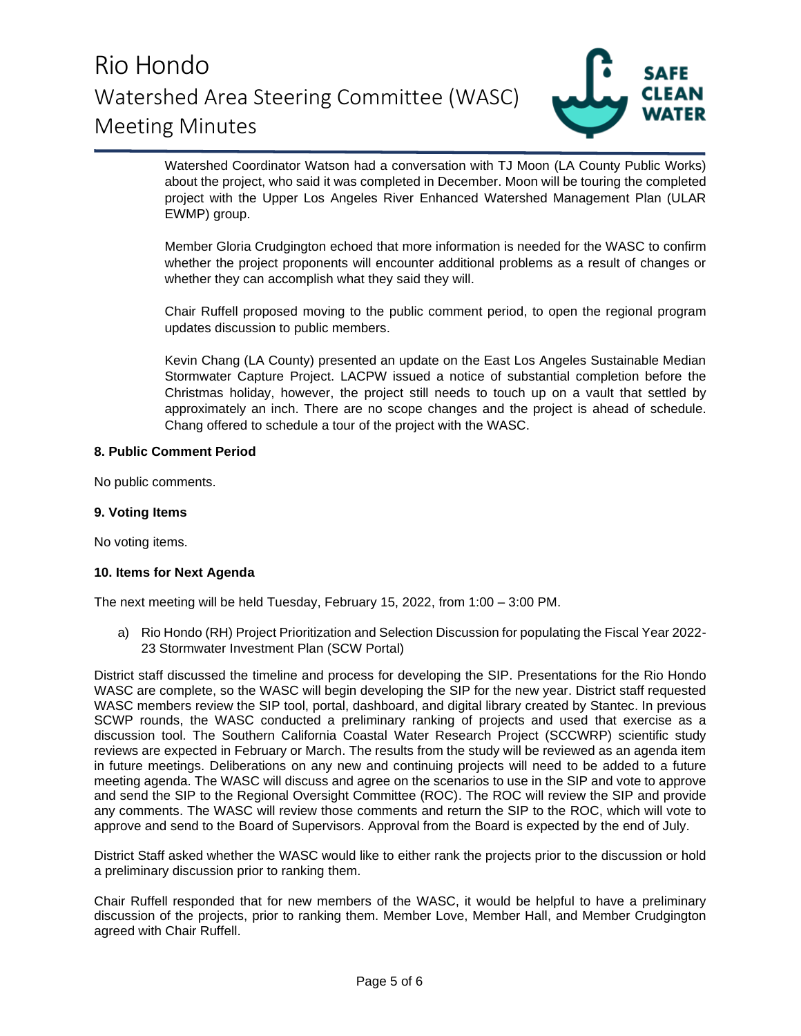Watershed Coordinator Watson had a conversation with TJ Moon (LA County Public Works) about the project, who said it was completed in December. Moon will be touring the completed project with the Upper Los Angeles River Enhanced Watershed Management Plan (ULAR EWMP) group.

Member Gloria Crudgington echoed that more information is needed for the WASC to confirm whether the project proponents will encounter additional problems as a result of changes or whether they can accomplish what they said they will.

Chair Ruffell proposed moving to the public comment period, to open the regional program updates discussion to public members.

Kevin Chang (LA County) presented an update on the East Los Angeles Sustainable Median Stormwater Capture Project. LACPW issued a notice of substantial completion before the Christmas holiday, however, the project still needs to touch up on a vault that settled by approximately an inch. There are no scope changes and the project is ahead of schedule. Chang offered to schedule a tour of the project with the WASC.

**8. Public Comment Period**

No public comments.

**9. Voting Items**

No voting items.

**10. Items for Next Agenda**

The next meeting will be held Tuesday, February 15, 2022, from 1:00 – 3:00 PM.

a) Rio Hondo (RH) Project Prioritization and Selection Discussion for populating the Fiscal Year 2022-23 Stormwater Investment Plan (SCW Portal)

District staff discussed the timeline and process for developing the SIP. Presentations for the Rio Hondo WASC are complete, so the WASC will begin developing the SIP for the new year. District staff requested WASC members review the SIP tool, portal, dashboard, and digital library created by Stantec. In previous SCWP rounds, the WASC conducted a preliminary ranking of projects and used that exercise as a discussion tool. The Southern California Coastal Water Research Project (SCCWRP) scientific study reviews are expected in February or March. The results from the study will be reviewed as an agenda item in future meetings. Deliberations on any new and continuing projects will need to be added to a future meeting agenda. The WASC will discuss and agree on the scenarios to use in the SIP and vote to approve and send the SIP to the Regional Oversight Committee (ROC). The ROC will review the SIP and provide any comments. The WASC will review those comments and return the SIP to the ROC, which will vote to approve and send to the Board of Supervisors. Approval from the Board is expected by the end of July.

District Staff asked whether the WASC would like to either rank the projects prior to the discussion or hold a preliminary discussion prior to ranking them.

Chair Ruffell responded that for new members of the WASC, it would be helpful to have a preliminary discussion of the projects, prior to ranking them. Member Love, Member Hall, and Member Crudgington agreed with Chair Ruffell.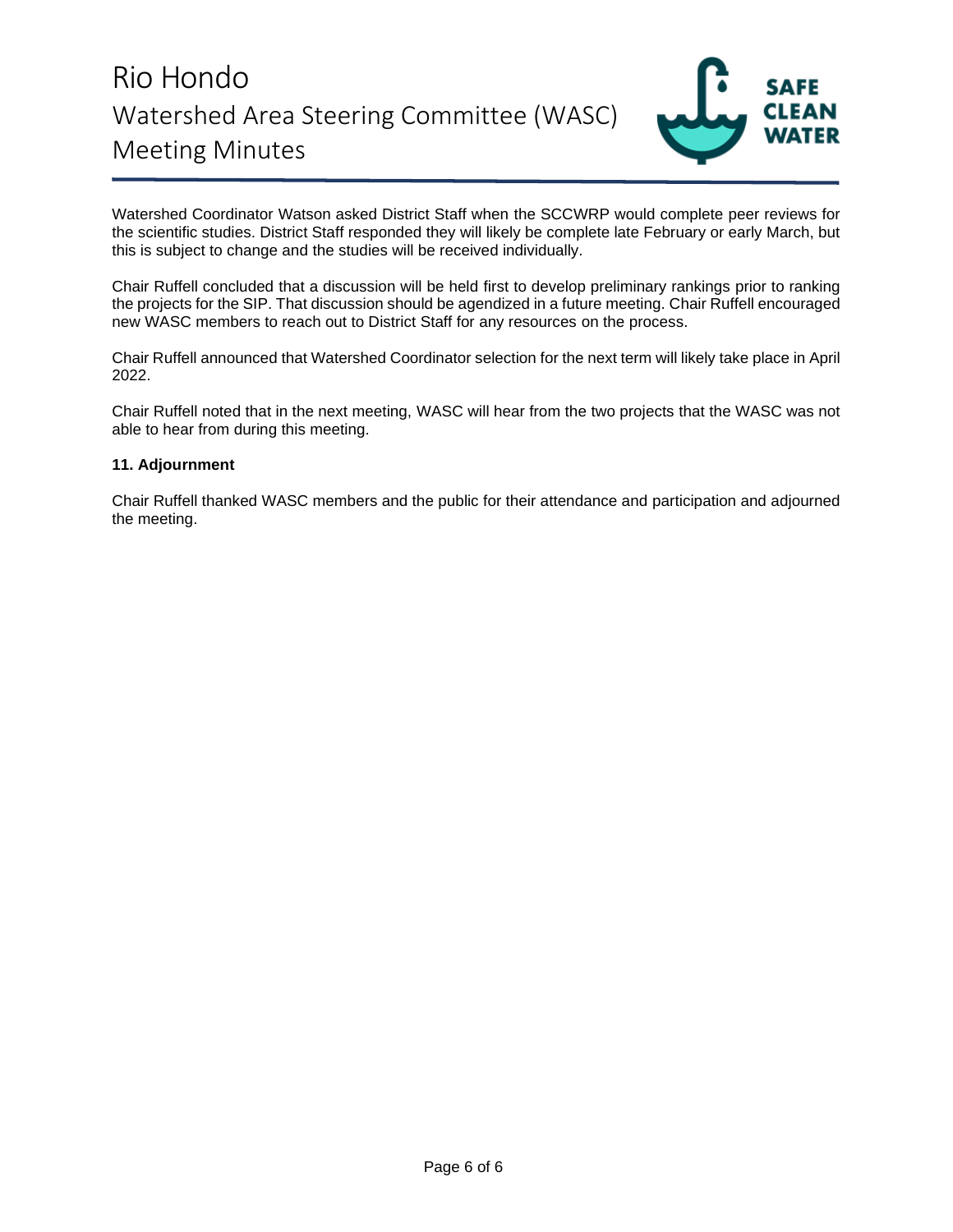Watershed Coordinator Watson asked District Staff when the SCCWRP would complete peer reviews for the scientific studies. District Staff responded they will likely be complete late February or early March, but this is subject to change and the studies will be received individually.

Chair Ruffell concluded that a discussion will be held first to develop preliminary rankings prior to ranking the projects for the SIP. That discussion should be agendized in a future meeting. Chair Ruffell encouraged new WASC members to reach out to District Staff for any resources on the process.

Chair Ruffell announced that Watershed Coordinator selection for the next term will likely take place in April 2022.

Chair Ruffell noted that in the next meeting, WASC will hear from the two projects that the WASC was not able to hear from during this meeting.

**11. Adjournment**

Chair Ruffell thanked WASC members and the public for their attendance and participation and adjourned the meeting.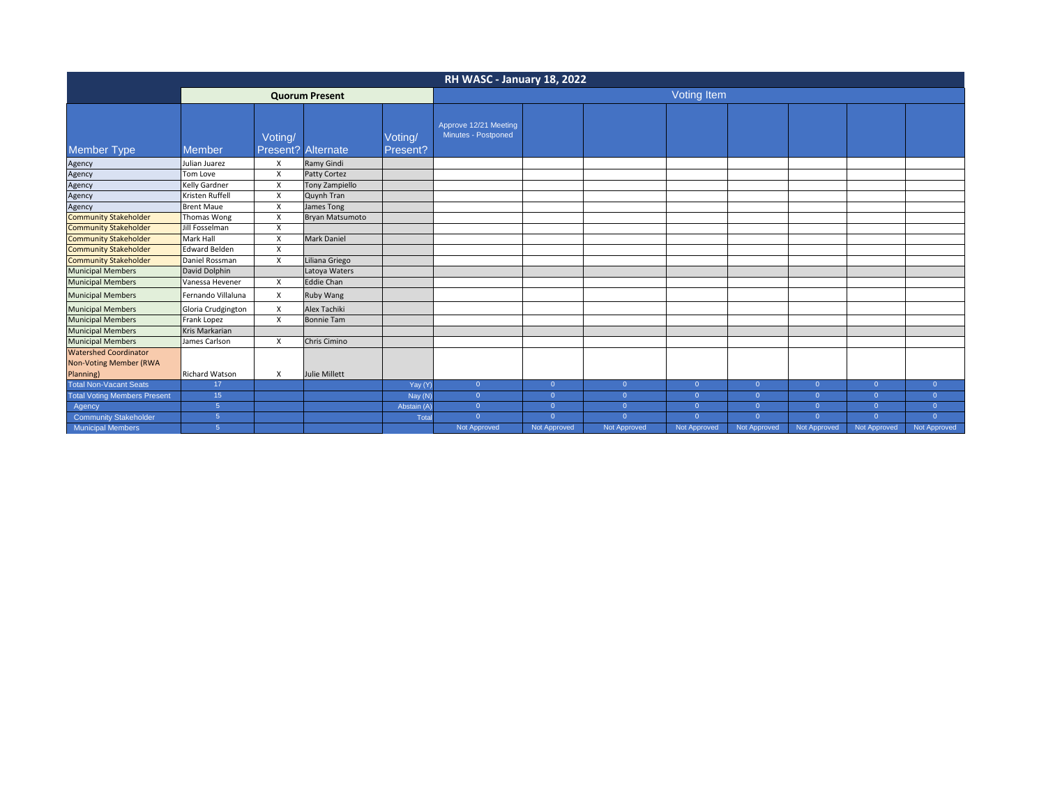# RH WASC - January 18, 2022

| | Quorum Present | | | | Voting Item | | | | | | | |
|---|---|---|---|---|---|---|---|---|---|---|---|---|
| Member Type | Member | Voting/ Present? | Alternate | Voting/ Present? | Approve 12/21 Meeting Minutes - Postponed | | | | | | | |
| Agency | Julian Juarez | X | Ramy Gindi | | | | | | | | | |
| Agency | Tom Love | X | Patty Cortez | | | | | | | | | |
| Agency | Kelly Gardner | X | Tony Zampiello | | | | | | | | | |
| Agency | Kristen Ruffell | X | Quynh Tran | | | | | | | | | |
| Agency | Brent Maue | X | James Tong | | | | | | | | | |
| Community Stakeholder | Thomas Wong | X | Bryan Matsumoto | | | | | | | | | |
| Community Stakeholder | Jill Fosselman | X | | | | | | | | | | |
| Community Stakeholder | Mark Hall | X | Mark Daniel | | | | | | | | | |
| Community Stakeholder | Edward Belden | X | | | | | | | | | | |
| Community Stakeholder | Daniel Rossman | X | Liliana Griego | | | | | | | | | |
| Municipal Members | David Dolphin | | Latoya Waters | | | | | | | | | |
| Municipal Members | Vanessa Hevener | X | Eddie Chan | | | | | | | | | |
| Municipal Members | Fernando Villaluna | X | Ruby Wang | | | | | | | | | |
| Municipal Members | Gloria Crudgington | X | Alex Tachiki | | | | | | | | | |
| Municipal Members | Frank Lopez | X | Bonnie Tam | | | | | | | | | |
| Municipal Members | Kris Markarian | | | | | | | | | | | |
| Municipal Members | James Carlson | X | Chris Cimino | | | | | | | | | |
| Watershed Coordinator Non-Voting Member (RWA Planning) | Richard Watson | X | Julie Millett | | | | | | | | | |
| Total Non-Vacant Seats | 17 | | | Yay (Y) | 0 | 0 | 0 | 0 | 0 | 0 | 0 | 0 |
| Total Voting Members Present | 15 | | | Nay (N) | 0 | 0 | 0 | 0 | 0 | 0 | 0 | 0 |
| Agency | 5 | | | Abstain (A) | 0 | 0 | 0 | 0 | 0 | 0 | 0 | 0 |
| Community Stakeholder | 5 | | | Total | 0 | 0 | 0 | 0 | 0 | 0 | 0 | 0 |
| Municipal Members | 5 | | | | Not Approved | Not Approved | Not Approved | Not Approved | Not Approved | Not Approved | Not Approved | Not Approved |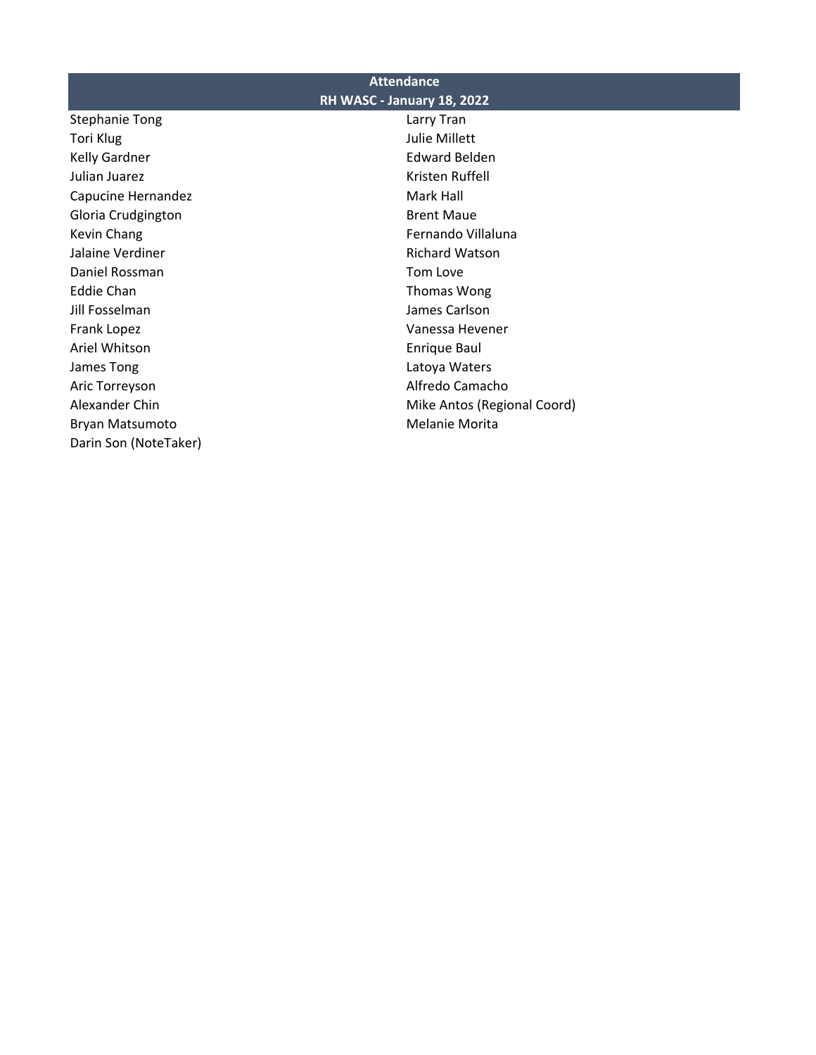| Attendance<br>RH WASC - January 18, 2022 | |
|---|---|
| Stephanie Tong | Larry Tran |
| Tori Klug | Julie Millett |
| Kelly Gardner | Edward Belden |
| Julian Juarez | Kristen Ruffell |
| Capucine Hernandez | Mark Hall |
| Gloria Crudgington | Brent Maue |
| Kevin Chang | Fernando Villaluna |
| Jalaine Verdiner | Richard Watson |
| Daniel Rossman | Tom Love |
| Eddie Chan | Thomas Wong |
| Jill Fosselman | James Carlson |
| Frank Lopez | Vanessa Hevener |
| Ariel Whitson | Enrique Baul |
| James Tong | Latoya Waters |
| Aric Torreyson | Alfredo Camacho |
| Alexander Chin | Mike Antos (Regional Coord) |
| Bryan Matsumoto | Melanie Morita |
| Darin Son (NoteTaker) | |